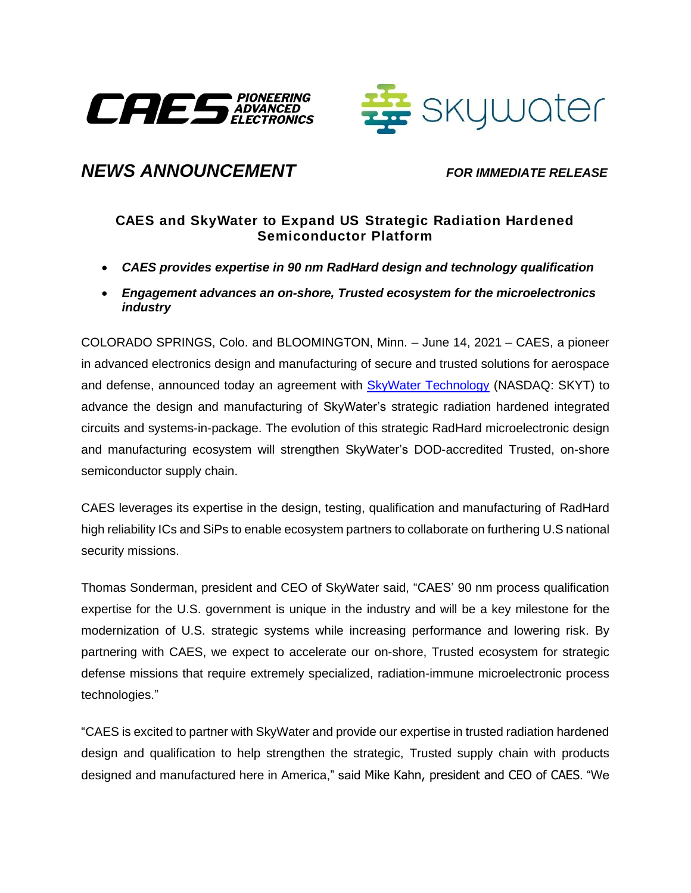CAES PIONEERING ADVANCED ELECTRONICS

skywater

***NEWS ANNOUNCEMENT*** ***FOR IMMEDIATE RELEASE***

## CAES and SkyWater to Expand US Strategic Radiation Hardened Semiconductor Platform

- ***CAES provides expertise in 90 nm RadHard design and technology qualification***
- ***Engagement advances an on-shore, Trusted ecosystem for the microelectronics industry***

COLORADO SPRINGS, Colo. and BLOOMINGTON, Minn. – June 14, 2021 – CAES, a pioneer in advanced electronics design and manufacturing of secure and trusted solutions for aerospace and defense, announced today an agreement with SkyWater Technology (NASDAQ: SKYT) to advance the design and manufacturing of SkyWater's strategic radiation hardened integrated circuits and systems-in-package. The evolution of this strategic RadHard microelectronic design and manufacturing ecosystem will strengthen SkyWater's DOD-accredited Trusted, on-shore semiconductor supply chain.

CAES leverages its expertise in the design, testing, qualification and manufacturing of RadHard high reliability ICs and SiPs to enable ecosystem partners to collaborate on furthering U.S national security missions.

Thomas Sonderman, president and CEO of SkyWater said, "CAES' 90 nm process qualification expertise for the U.S. government is unique in the industry and will be a key milestone for the modernization of U.S. strategic systems while increasing performance and lowering risk. By partnering with CAES, we expect to accelerate our on-shore, Trusted ecosystem for strategic defense missions that require extremely specialized, radiation-immune microelectronic process technologies."

"CAES is excited to partner with SkyWater and provide our expertise in trusted radiation hardened design and qualification to help strengthen the strategic, Trusted supply chain with products designed and manufactured here in America," said Mike Kahn, president and CEO of CAES. "We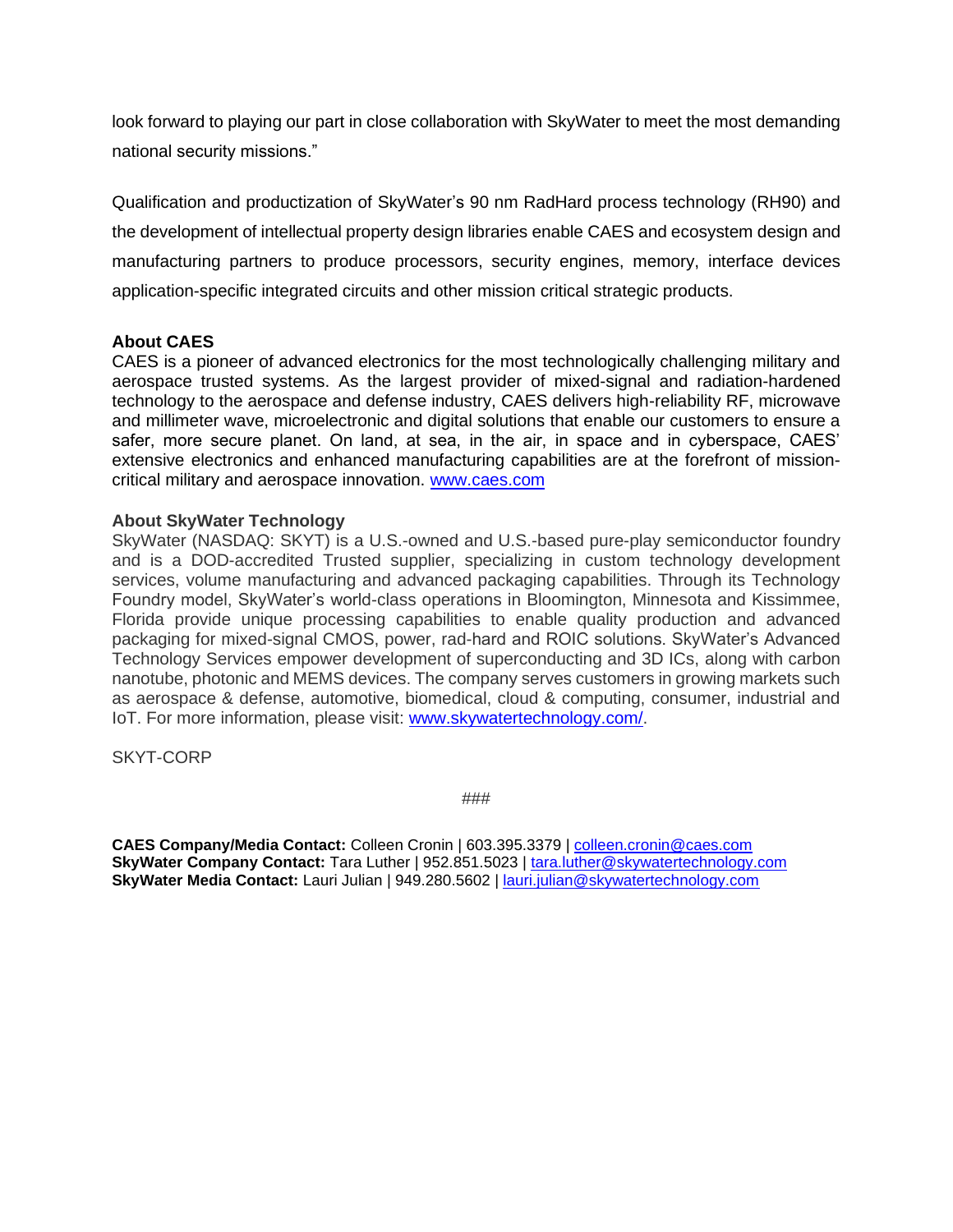look forward to playing our part in close collaboration with SkyWater to meet the most demanding national security missions."

Qualification and productization of SkyWater's 90 nm RadHard process technology (RH90) and the development of intellectual property design libraries enable CAES and ecosystem design and manufacturing partners to produce processors, security engines, memory, interface devices application-specific integrated circuits and other mission critical strategic products.

**About CAES**
CAES is a pioneer of advanced electronics for the most technologically challenging military and aerospace trusted systems. As the largest provider of mixed-signal and radiation-hardened technology to the aerospace and defense industry, CAES delivers high-reliability RF, microwave and millimeter wave, microelectronic and digital solutions that enable our customers to ensure a safer, more secure planet. On land, at sea, in the air, in space and in cyberspace, CAES' extensive electronics and enhanced manufacturing capabilities are at the forefront of mission-critical military and aerospace innovation. [www.caes.com](www.caes.com)

**About SkyWater Technology**
SkyWater (NASDAQ: SKYT) is a U.S.-owned and U.S.-based pure-play semiconductor foundry and is a DOD-accredited Trusted supplier, specializing in custom technology development services, volume manufacturing and advanced packaging capabilities. Through its Technology Foundry model, SkyWater's world-class operations in Bloomington, Minnesota and Kissimmee, Florida provide unique processing capabilities to enable quality production and advanced packaging for mixed-signal CMOS, power, rad-hard and ROIC solutions. SkyWater's Advanced Technology Services empower development of superconducting and 3D ICs, along with carbon nanotube, photonic and MEMS devices. The company serves customers in growing markets such as aerospace & defense, automotive, biomedical, cloud & computing, consumer, industrial and IoT. For more information, please visit: [www.skywatertechnology.com/](www.skywatertechnology.com/).

SKYT-CORP

###

**CAES Company/Media Contact:** Colleen Cronin | 603.395.3379 | colleen.cronin@caes.com
**SkyWater Company Contact:** Tara Luther | 952.851.5023 | tara.luther@skywatertechnology.com
**SkyWater Media Contact:** Lauri Julian | 949.280.5602 | lauri.julian@skywatertechnology.com